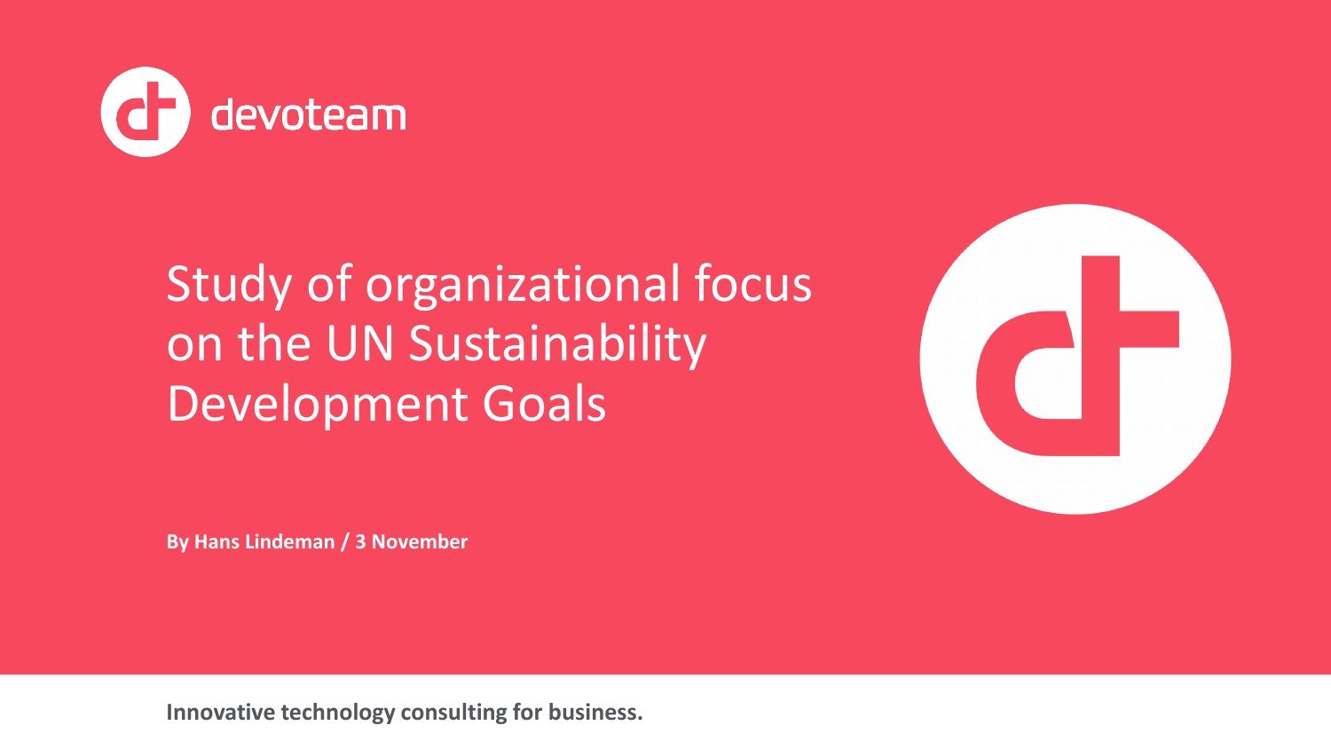devoteam

# Study of organizational focus on the UN Sustainability Development Goals

**By Hans Lindeman / 3 November**

**Innovative technology consulting for business.**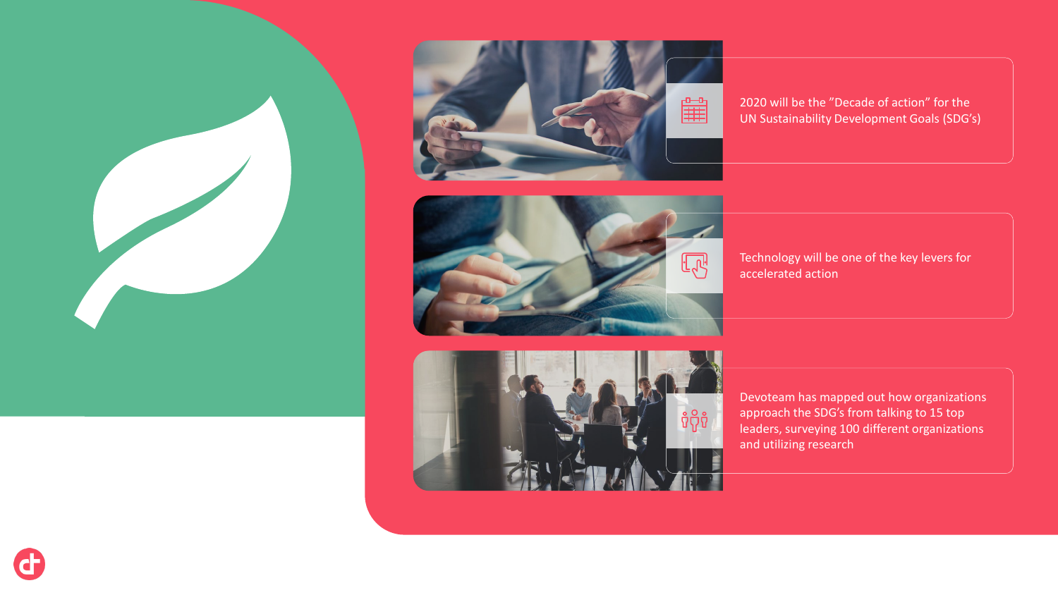- 2020 will be the "Decade of action" for the UN Sustainability Development Goals (SDG's)

- Technology will be one of the key levers for accelerated action

- Devoteam has mapped out how organizations approach the SDG's from talking to 15 top leaders, surveying 100 different organizations and utilizing research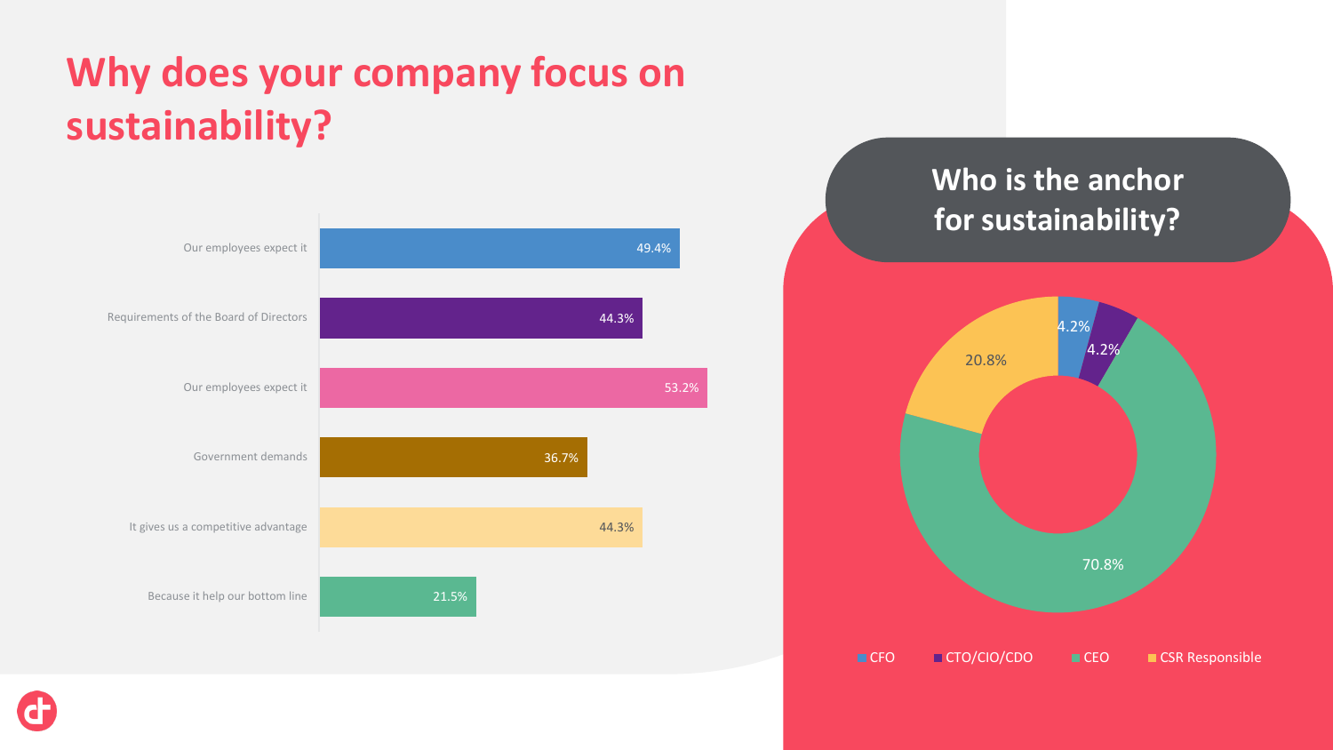# Why does your company focus on sustainability?

| Reason | Percentage |
| --- | --- |
| Our employees expect it | 49.4% |
| Requirements of the Board of Directors | 44.3% |
| Our employees expect it | 53.2% |
| Government demands | 36.7% |
| It gives us a competitive advantage | 44.3% |
| Because it help our bottom line | 21.5% |

## Who is the anchor for sustainability?

| Anchor | Percentage |
| --- | --- |
| CFO | 4.2% |
| CTO/CIO/CDO | 4.2% |
| CEO | 70.8% |
| CSR Responsible | 20.8% |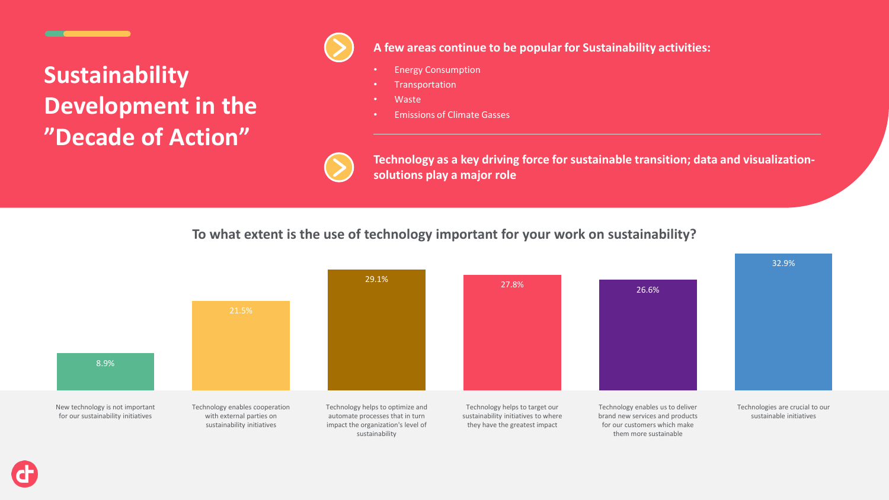# Sustainability Development in the "Decade of Action"

**A few areas continue to be popular for Sustainability activities:**

- Energy Consumption
- Transportation
- Waste
- Emissions of Climate Gasses

**Technology as a key driving force for sustainable transition; data and visualization-solutions play a major role**

## To what extent is the use of technology important for your work on sustainability?

| Response | Share |
| --- | --- |
| New technology is not important for our sustainability initiatives | 8.9% |
| Technology enables cooperation with external parties on sustainability initiatives | 21.5% |
| Technology helps to optimize and automate processes that in turn impact the organization's level of sustainability | 29.1% |
| Technology helps to target our sustainability initiatives to where they have the greatest impact | 27.8% |
| Technology enables us to deliver brand new services and products for our customers which make them more sustainable | 26.6% |
| Technologies are crucial to our sustainable initiatives | 32.9% |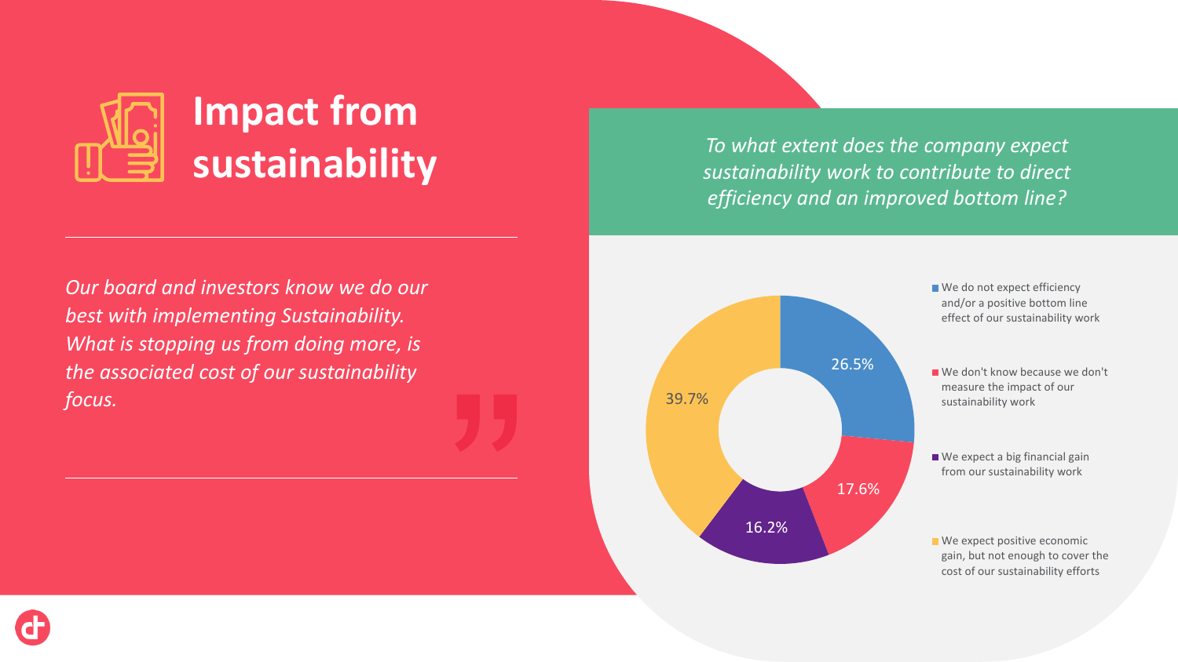# Impact from sustainability

*Our board and investors know we do our best with implementing Sustainability. What is stopping us from doing more, is the associated cost of our sustainability focus.*

*To what extent does the company expect sustainability work to contribute to direct efficiency and an improved bottom line?*

| Response | Share |
| --- | --- |
| We do not expect efficiency and/or a positive bottom line effect of our sustainability work | 26.5% |
| We don't know because we don't measure the impact of our sustainability work | 17.6% |
| We expect a big financial gain from our sustainability work | 16.2% |
| We expect positive economic gain, but not enough to cover the cost of our sustainability efforts | 39.7% |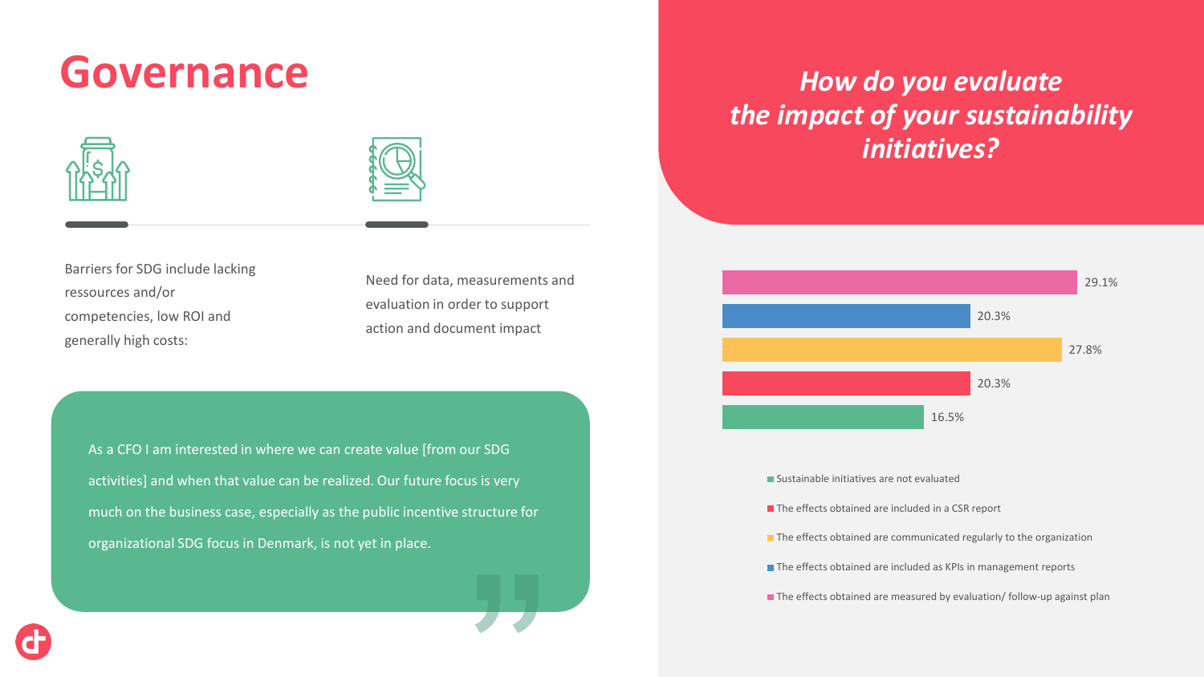# Governance

Barriers for SDG include lacking ressources and/or competencies, low ROI and generally high costs:

Need for data, measurements and evaluation in order to support action and document impact

> As a CFO I am interested in where we can create value [from our SDG activities] and when that value can be realized. Our future focus is very much on the business case, especially as the public incentive structure for organizational SDG focus in Denmark, is not yet in place.

## *How do you evaluate the impact of your sustainability initiatives?*

| Response | Share |
| --- | --- |
| The effects obtained are measured by evaluation/ follow-up against plan | 29.1% |
| The effects obtained are included as KPIs in management reports | 20.3% |
| The effects obtained are communicated regularly to the organization | 27.8% |
| The effects obtained are included in a CSR report | 20.3% |
| Sustainable initiatives are not evaluated | 16.5% |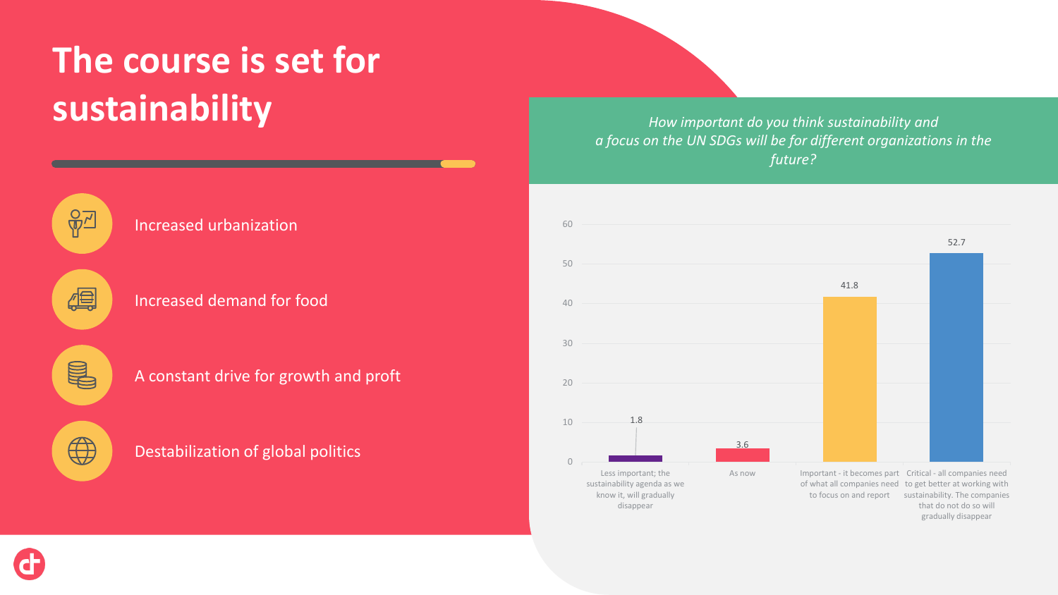# The course is set for sustainability

- Increased urbanization
- Increased demand for food
- A constant drive for growth and proft
- Destabilization of global politics

*How important do you think sustainability and a focus on the UN SDGs will be for different organizations in the future?*

| Response | Value |
|---|---|
| Less important; the sustainability agenda as we know it, will gradually disappear | 1.8 |
| As now | 3.6 |
| Important - it becomes part of what all companies need to focus on and report | 41.8 |
| Critical - all companies need to get better at working with sustainability. The companies that do not do so will gradually disappear | 52.7 |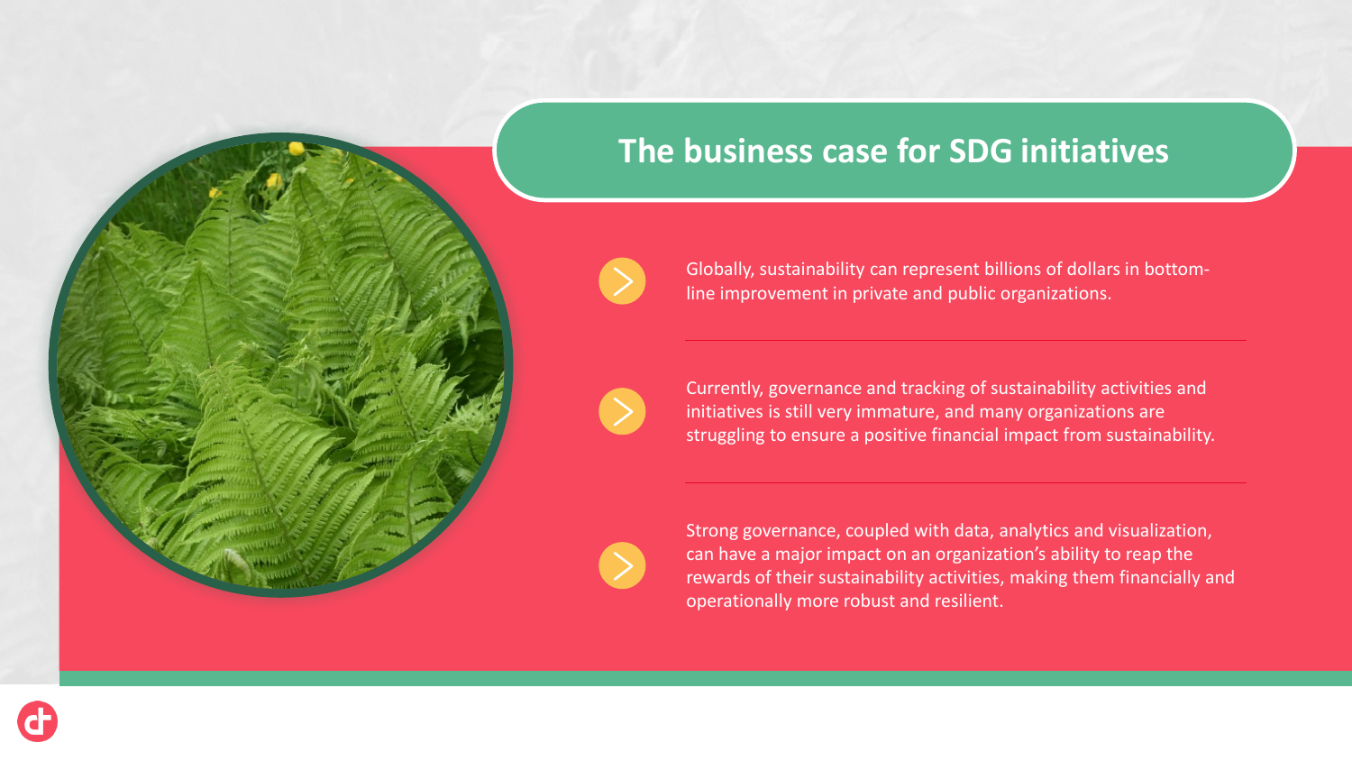# The business case for SDG initiatives

- Globally, sustainability can represent billions of dollars in bottom-line improvement in private and public organizations.

- Currently, governance and tracking of sustainability activities and initiatives is still very immature, and many organizations are struggling to ensure a positive financial impact from sustainability.

- Strong governance, coupled with data, analytics and visualization, can have a major impact on an organization's ability to reap the rewards of their sustainability activities, making them financially and operationally more robust and resilient.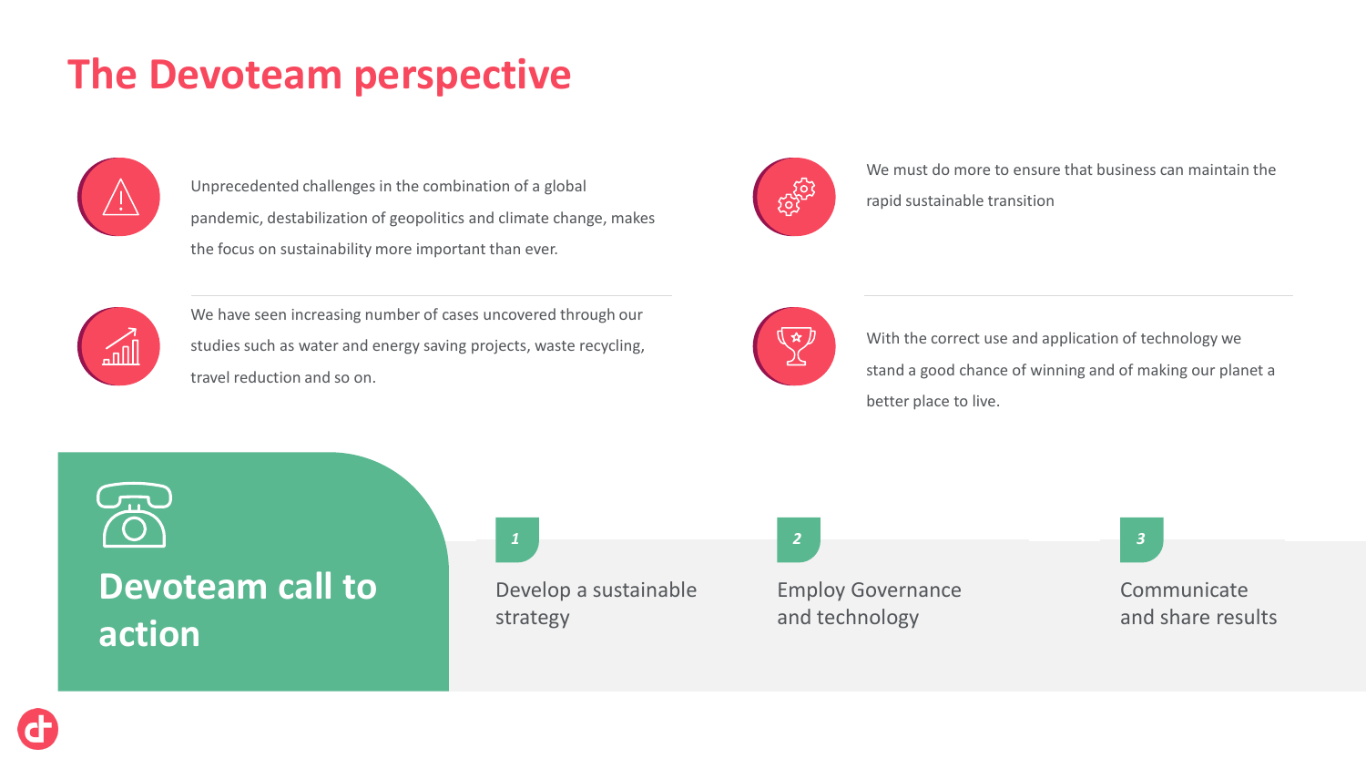# The Devoteam perspective

Unprecedented challenges in the combination of a global pandemic, destabilization of geopolitics and climate change, makes the focus on sustainability more important than ever.

We have seen increasing number of cases uncovered through our studies such as water and energy saving projects, waste recycling, travel reduction and so on.

We must do more to ensure that business can maintain the rapid sustainable transition

With the correct use and application of technology we stand a good chance of winning and of making our planet a better place to live.

## Devoteam call to action

1. Develop a sustainable strategy
2. Employ Governance and technology
3. Communicate and share results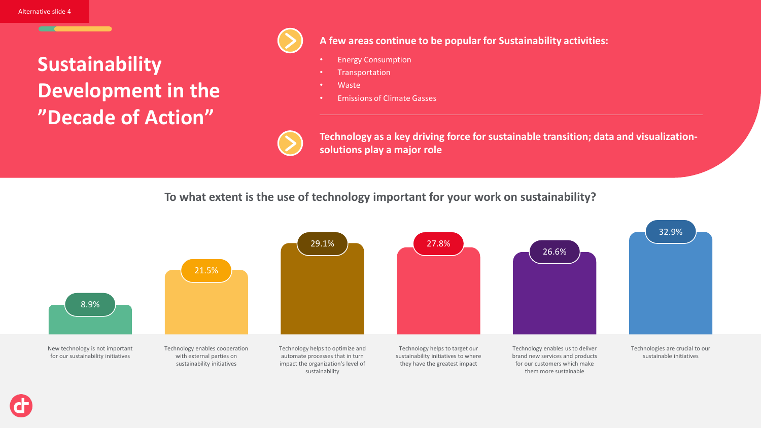Alternative slide 4

# Sustainability Development in the ”Decade of Action”

**A few areas continue to be popular for Sustainability activities:**

- Energy Consumption
- Transportation
- Waste
- Emissions of Climate Gasses

**Technology as a key driving force for sustainable transition; data and visualization-solutions play a major role**

## To what extent is the use of technology important for your work on sustainability?

| Response | Share |
|---|---|
| New technology is not important for our sustainability initiatives | 8.9% |
| Technology enables cooperation with external parties on sustainability initiatives | 21.5% |
| Technology helps to optimize and automate processes that in turn impact the organization's level of sustainability | 29.1% |
| Technology helps to target our sustainability initiatives to where they have the greatest impact | 27.8% |
| Technology enables us to deliver brand new services and products for our customers which make them more sustainable | 26.6% |
| Technologies are crucial to our sustainable initiatives | 32.9% |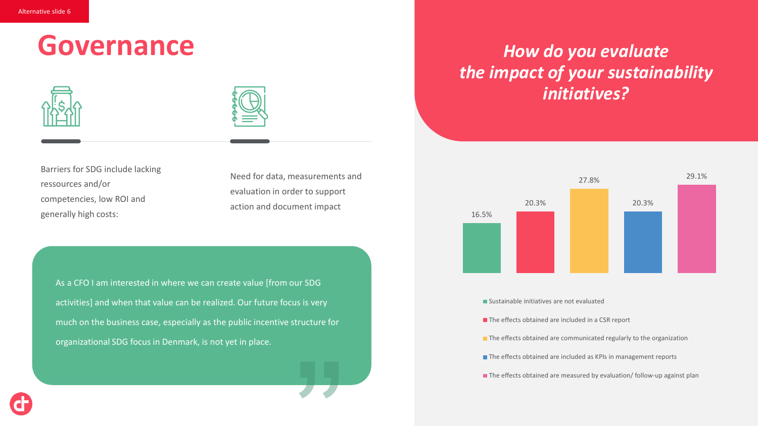Alternative slide 6

# Governance

Barriers for SDG include lacking ressources and/or competencies, low ROI and generally high costs:

Need for data, measurements and evaluation in order to support action and document impact

As a CFO I am interested in where we can create value [from our SDG activities] and when that value can be realized. Our future focus is very much on the business case, especially as the public incentive structure for organizational SDG focus in Denmark, is not yet in place.

## *How do you evaluate the impact of your sustainability initiatives?*

| Response | Share |
| --- | --- |
| Sustainable initiatives are not evaluated | 16.5% |
| The effects obtained are included in a CSR report | 20.3% |
| The effects obtained are communicated regularly to the organization | 27.8% |
| The effects obtained are included as KPIs in management reports | 20.3% |
| The effects obtained are measured by evaluation/ follow-up against plan | 29.1% |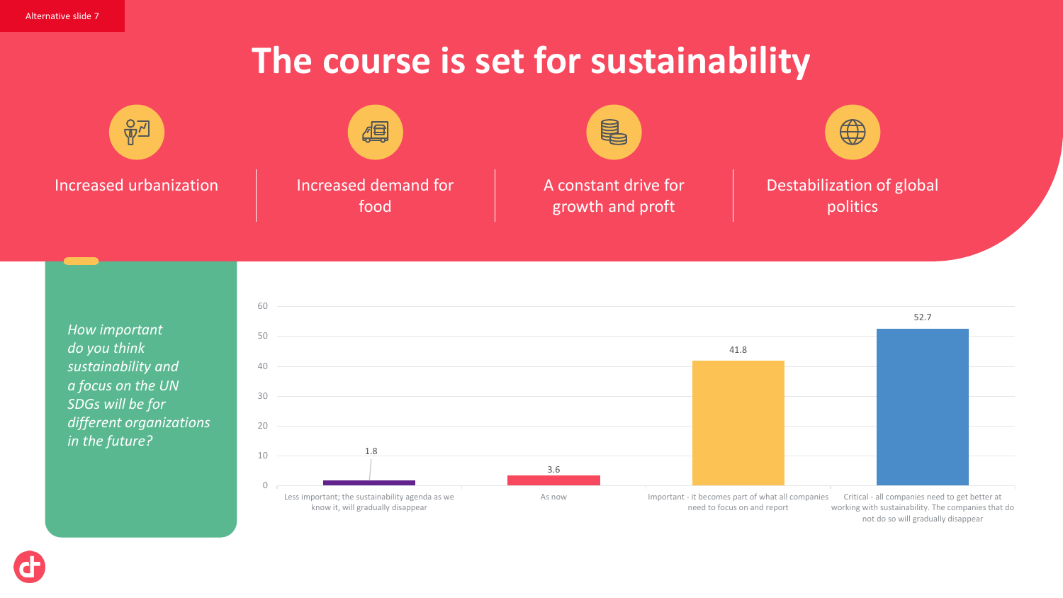Alternative slide 7

# The course is set for sustainability

Increased urbanization

Increased demand for food

A constant drive for growth and proft

Destabilization of global politics

*How important do you think sustainability and a focus on the UN SDGs will be for different organizations in the future?*

| Response | Value |
|---|---|
| Less important; the sustainability agenda as we know it, will gradually disappear | 1.8 |
| As now | 3.6 |
| Important - it becomes part of what all companies need to focus on and report | 41.8 |
| Critical - all companies need to get better at working with sustainability. The companies that do not do so will gradually disappear | 52.7 |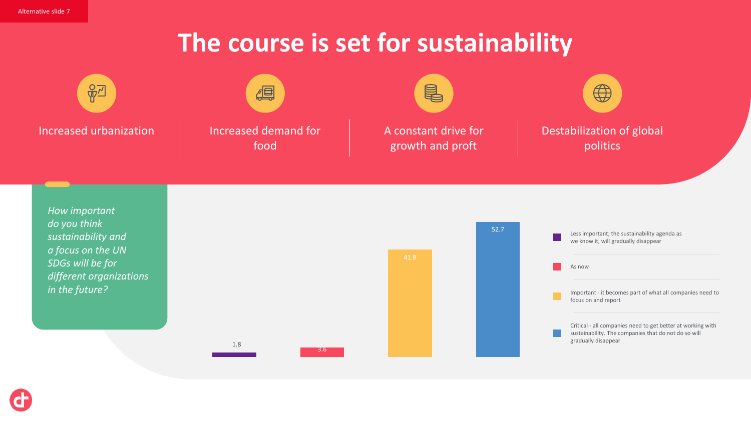Alternative slide 7

# The course is set for sustainability

Increased urbanization

Increased demand for food

A constant drive for growth and proft

Destabilization of global politics

*How important do you think sustainability and a focus on the UN SDGs will be for different organizations in the future?*

1.8

3.6

41.8

52.7

Less important; the sustainability agenda as we know it, will gradually disappear

As now

Important - it becomes part of what all companies need to focus on and report

Critical - all companies need to get better at working with sustainability. The companies that do not do so will gradually disappear